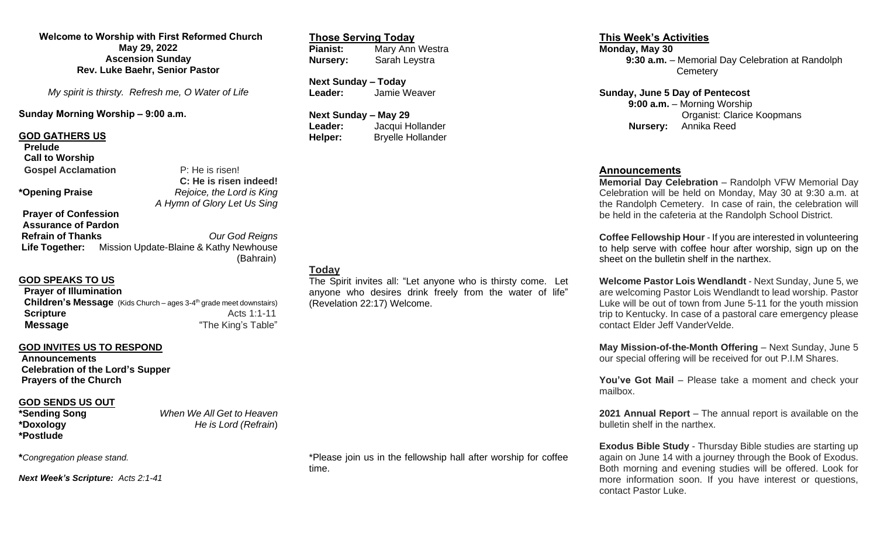**Welcome to Worship with First Reformed Church**
**May 29, 2022**
**Ascension Sunday**
**Rev. Luke Baehr, Senior Pastor**

*My spirit is thirsty. Refresh me, O Water of Life*

**Sunday Morning Worship – 9:00 a.m.**

## GOD GATHERS US

**Prelude**
**Call to Worship**
**Gospel Acclamation** — P: He is risen!
**C: He is risen indeed!**
**\*Opening Praise** — *Rejoice, the Lord is King*
*A Hymn of Glory Let Us Sing*
**Prayer of Confession**
**Assurance of Pardon**
**Refrain of Thanks** — *Our God Reigns*
**Life Together:** Mission Update-Blaine & Kathy Newhouse (Bahrain)

## GOD SPEAKS TO US

**Prayer of Illumination**
**Children's Message** (Kids Church – ages 3-4th grade meet downstairs)
**Scripture** — Acts 1:1-11
**Message** — "The King's Table"

## GOD INVITES US TO RESPOND

**Announcements**
**Celebration of the Lord's Supper**
**Prayers of the Church**

## GOD SENDS US OUT

**\*Sending Song** — *When We All Get to Heaven*
**\*Doxology** — *He is Lord (Refrain)*
**\*Postlude**

**\***Congregation please stand.*

***Next Week's Scripture:** Acts 2:1-41*

## Those Serving Today

**Pianist:** Mary Ann Westra
**Nursery:** Sarah Leystra

**Next Sunday – Today**
**Leader:** Jamie Weaver

**Next Sunday – May 29**
**Leader:** Jacqui Hollander
**Helper:** Bryelle Hollander

## Today

The Spirit invites all: "Let anyone who is thirsty come. Let anyone who desires drink freely from the water of life" (Revelation 22:17) Welcome.

\*Please join us in the fellowship hall after worship for coffee time.

## This Week's Activities

**Monday, May 30**
**9:30 a.m.** – Memorial Day Celebration at Randolph Cemetery

**Sunday, June 5 Day of Pentecost**
**9:00 a.m.** – Morning Worship
Organist: Clarice Koopmans
**Nursery:** Annika Reed

## Announcements

**Memorial Day Celebration** – Randolph VFW Memorial Day Celebration will be held on Monday, May 30 at 9:30 a.m. at the Randolph Cemetery. In case of rain, the celebration will be held in the cafeteria at the Randolph School District.

**Coffee Fellowship Hour** - If you are interested in volunteering to help serve with coffee hour after worship, sign up on the sheet on the bulletin shelf in the narthex.

**Welcome Pastor Lois Wendlandt** - Next Sunday, June 5, we are welcoming Pastor Lois Wendlandt to lead worship. Pastor Luke will be out of town from June 5-11 for the youth mission trip to Kentucky. In case of a pastoral care emergency please contact Elder Jeff VanderVelde.

**May Mission-of-the-Month Offering** – Next Sunday, June 5 our special offering will be received for out P.I.M Shares.

**You've Got Mail** – Please take a moment and check your mailbox.

**2021 Annual Report** – The annual report is available on the bulletin shelf in the narthex.

**Exodus Bible Study** - Thursday Bible studies are starting up again on June 14 with a journey through the Book of Exodus. Both morning and evening studies will be offered. Look for more information soon. If you have interest or questions, contact Pastor Luke.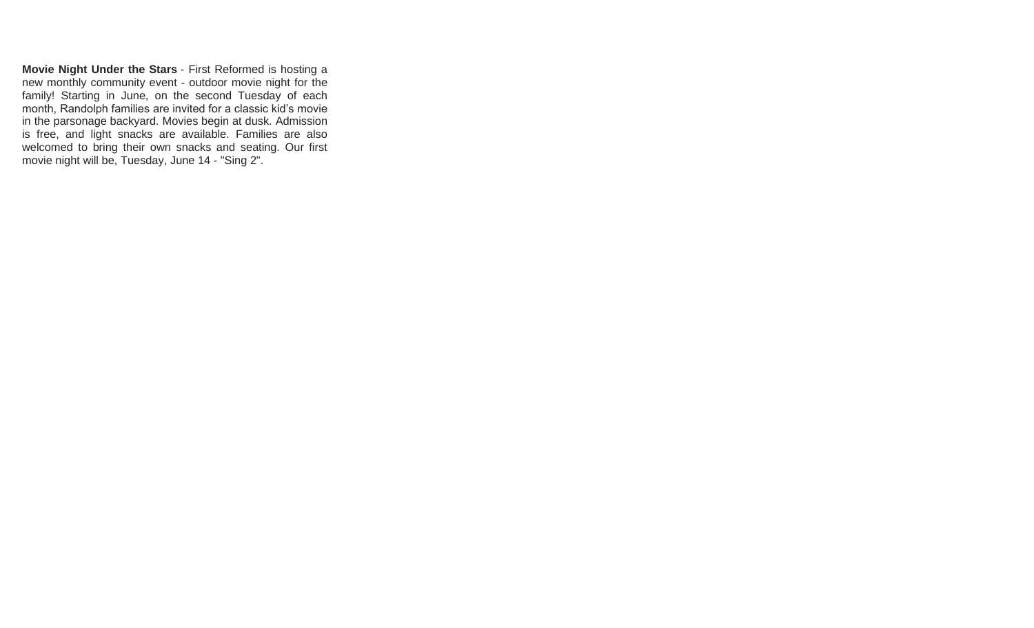**Movie Night Under the Stars** - First Reformed is hosting a new monthly community event - outdoor movie night for the family! Starting in June, on the second Tuesday of each month, Randolph families are invited for a classic kid's movie in the parsonage backyard. Movies begin at dusk. Admission is free, and light snacks are available. Families are also welcomed to bring their own snacks and seating. Our first movie night will be, Tuesday, June 14 - "Sing 2".